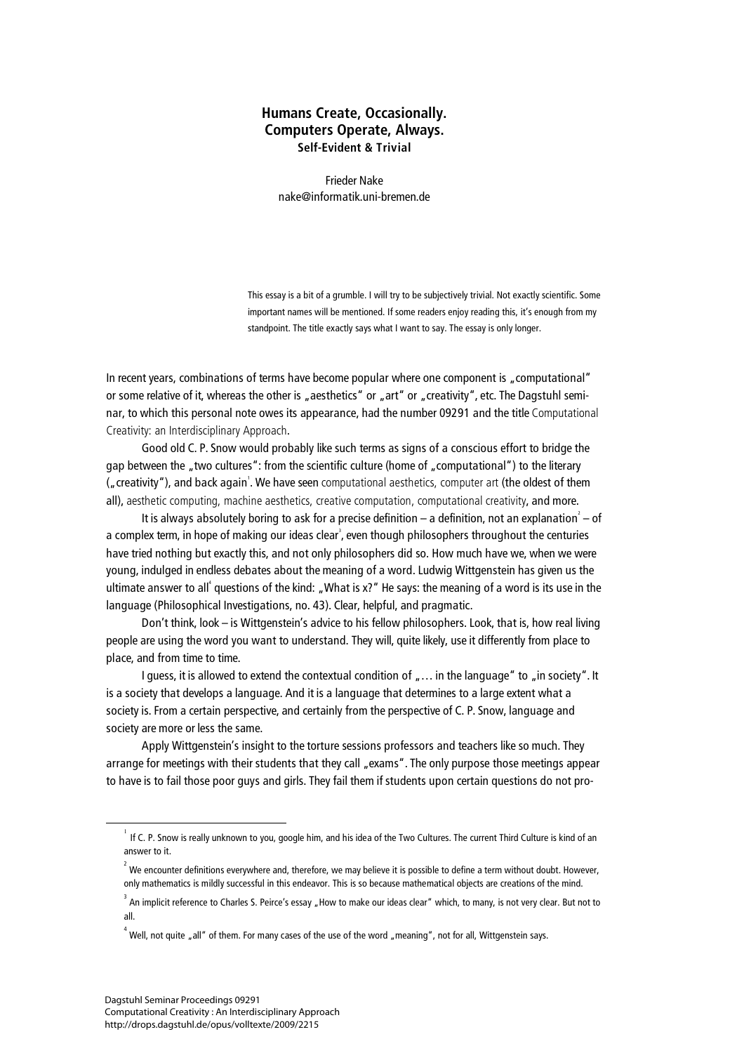# Humans Create, Occasionally. Computers Operate, Always.

### Self-Evident & Trivial

Frieder Nake
nake@informatik.uni-bremen.de

> This essay is a bit of a grumble. I will try to be subjectively trivial. Not exactly scientific. Some important names will be mentioned. If some readers enjoy reading this, it's enough from my standpoint. The title exactly says what I want to say. The essay is only longer.

In recent years, combinations of terms have become popular where one component is „computational" or some relative of it, whereas the other is „aesthetics" or „art" or „creativity", etc. The Dagstuhl seminar, to which this personal note owes its appearance, had the number 09291 and the title Computational Creativity: an Interdisciplinary Approach.

Good old C. P. Snow would probably like such terms as signs of a conscious effort to bridge the gap between the „two cultures": from the scientific culture (home of „computational") to the literary („creativity"), and back again[1]. We have seen computational aesthetics, computer art (the oldest of them all), aesthetic computing, machine aesthetics, creative computation, computational creativity, and more.

It is always absolutely boring to ask for a precise definition – a definition, not an explanation[2] – of a complex term, in hope of making our ideas clear[3], even though philosophers throughout the centuries have tried nothing but exactly this, and not only philosophers did so. How much have we, when we were young, indulged in endless debates about the meaning of a word. Ludwig Wittgenstein has given us the ultimate answer to all[4] questions of the kind: „What is x?" He says: the meaning of a word is its use in the language (Philosophical Investigations, no. 43). Clear, helpful, and pragmatic.

Don't think, look – is Wittgenstein's advice to his fellow philosophers. Look, that is, how real living people are using the word you want to understand. They will, quite likely, use it differently from place to place, and from time to time.

I guess, it is allowed to extend the contextual condition of „… in the language" to „in society". It is a society that develops a language. And it is a language that determines to a large extent what a society is. From a certain perspective, and certainly from the perspective of C. P. Snow, language and society are more or less the same.

Apply Wittgenstein's insight to the torture sessions professors and teachers like so much. They arrange for meetings with their students that they call „exams". The only purpose those meetings appear to have is to fail those poor guys and girls. They fail them if students upon certain questions do not pro-

---

[1] If C. P. Snow is really unknown to you, google him, and his idea of the Two Cultures. The current Third Culture is kind of an answer to it.

[2] We encounter definitions everywhere and, therefore, we may believe it is possible to define a term without doubt. However, only mathematics is mildly successful in this endeavor. This is so because mathematical objects are creations of the mind.

[3] An implicit reference to Charles S. Peirce's essay „How to make our ideas clear" which, to many, is not very clear. But not to all.

[4] Well, not quite „all" of them. For many cases of the use of the word „meaning", not for all, Wittgenstein says.

Dagstuhl Seminar Proceedings 09291
Computational Creativity : An Interdisciplinary Approach
http://drops.dagstuhl.de/opus/volltexte/2009/2215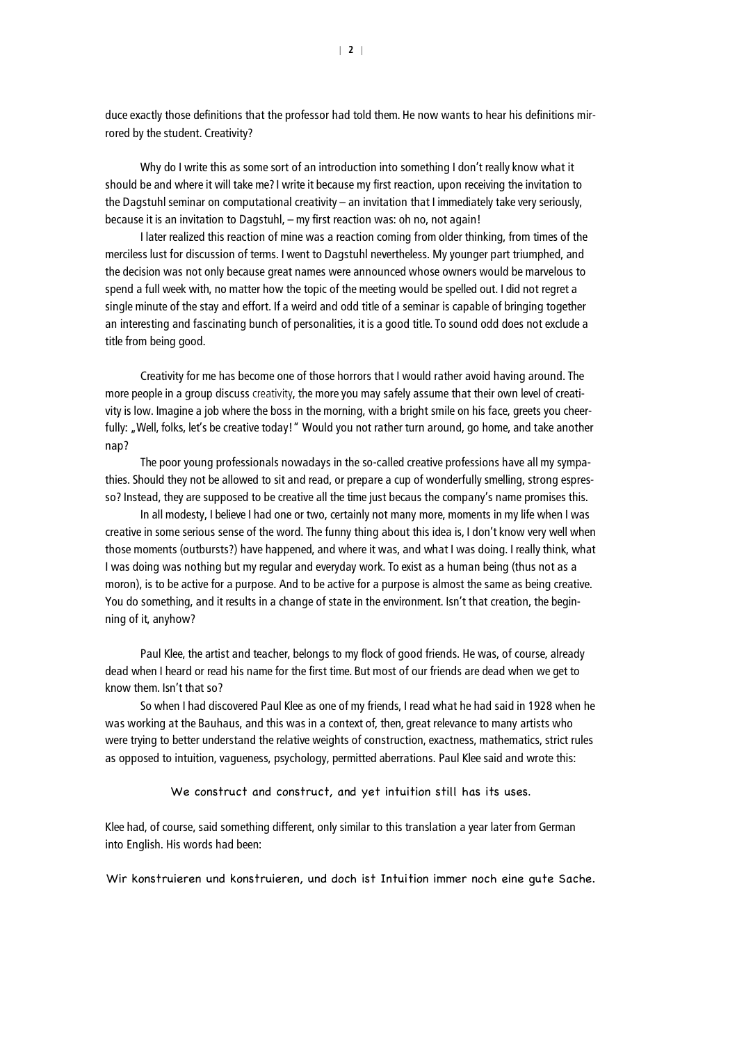duce exactly those definitions that the professor had told them. He now wants to hear his definitions mirrored by the student. Creativity?

Why do I write this as some sort of an introduction into something I don't really know what it should be and where it will take me? I write it because my first reaction, upon receiving the invitation to the Dagstuhl seminar on computational creativity – an invitation that I immediately take very seriously, because it is an invitation to Dagstuhl, – my first reaction was: oh no, not again!

I later realized this reaction of mine was a reaction coming from older thinking, from times of the merciless lust for discussion of terms. I went to Dagstuhl nevertheless. My younger part triumphed, and the decision was not only because great names were announced whose owners would be marvelous to spend a full week with, no matter how the topic of the meeting would be spelled out. I did not regret a single minute of the stay and effort. If a weird and odd title of a seminar is capable of bringing together an interesting and fascinating bunch of personalities, it is a good title. To sound odd does not exclude a title from being good.

Creativity for me has become one of those horrors that I would rather avoid having around. The more people in a group discuss creativity, the more you may safely assume that their own level of creativity is low. Imagine a job where the boss in the morning, with a bright smile on his face, greets you cheerfully: „Well, folks, let's be creative today!" Would you not rather turn around, go home, and take another nap?

The poor young professionals nowadays in the so-called creative professions have all my sympathies. Should they not be allowed to sit and read, or prepare a cup of wonderfully smelling, strong espresso? Instead, they are supposed to be creative all the time just becaus the company's name promises this.

In all modesty, I believe I had one or two, certainly not many more, moments in my life when I was creative in some serious sense of the word. The funny thing about this idea is, I don't know very well when those moments (outbursts?) have happened, and where it was, and what I was doing. I really think, what I was doing was nothing but my regular and everyday work. To exist as a human being (thus not as a moron), is to be active for a purpose. And to be active for a purpose is almost the same as being creative. You do something, and it results in a change of state in the environment. Isn't that creation, the beginning of it, anyhow?

Paul Klee, the artist and teacher, belongs to my flock of good friends. He was, of course, already dead when I heard or read his name for the first time. But most of our friends are dead when we get to know them. Isn't that so?

So when I had discovered Paul Klee as one of my friends, I read what he had said in 1928 when he was working at the Bauhaus, and this was in a context of, then, great relevance to many artists who were trying to better understand the relative weights of construction, exactness, mathematics, strict rules as opposed to intuition, vagueness, psychology, permitted aberrations. Paul Klee said and wrote this:

> We construct and construct, and yet intuition still has its uses.

Klee had, of course, said something different, only similar to this translation a year later from German into English. His words had been:

> Wir konstruieren und konstruieren, und doch ist Intuition immer noch eine gute Sache.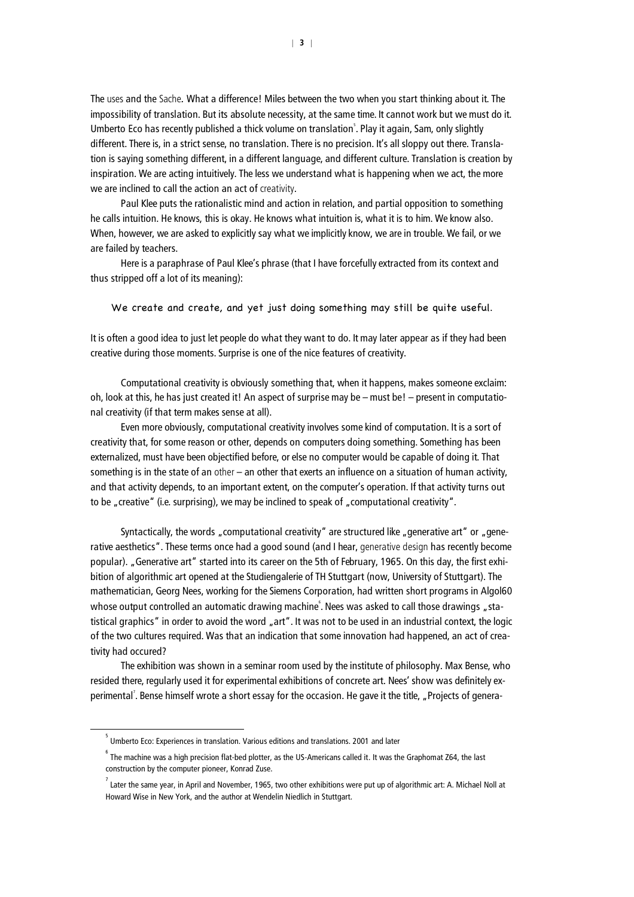The uses and the Sache. What a difference! Miles between the two when you start thinking about it. The impossibility of translation. But its absolute necessity, at the same time. It cannot work but we must do it. Umberto Eco has recently published a thick volume on translation[5]. Play it again, Sam, only slightly different. There is, in a strict sense, no translation. There is no precision. It's all sloppy out there. Translation is saying something different, in a different language, and different culture. Translation is creation by inspiration. We are acting intuitively. The less we understand what is happening when we act, the more we are inclined to call the action an act of creativity.

Paul Klee puts the rationalistic mind and action in relation, and partial opposition to something he calls intuition. He knows, this is okay. He knows what intuition is, what it is to him. We know also. When, however, we are asked to explicitly say what we implicitly know, we are in trouble. We fail, or we are failed by teachers.

Here is a paraphrase of Paul Klee's phrase (that I have forcefully extracted from its context and thus stripped off a lot of its meaning):

> We create and create, and yet just doing something may still be quite useful.

It is often a good idea to just let people do what they want to do. It may later appear as if they had been creative during those moments. Surprise is one of the nice features of creativity.

Computational creativity is obviously something that, when it happens, makes someone exclaim: oh, look at this, he has just created it! An aspect of surprise may be – must be! – present in computational creativity (if that term makes sense at all).

Even more obviously, computational creativity involves some kind of computation. It is a sort of creativity that, for some reason or other, depends on computers doing something. Something has been externalized, must have been objectified before, or else no computer would be capable of doing it. That something is in the state of an other – an other that exerts an influence on a situation of human activity, and that activity depends, to an important extent, on the computer's operation. If that activity turns out to be „creative" (i.e. surprising), we may be inclined to speak of „computational creativity".

Syntactically, the words „computational creativity" are structured like „generative art" or „generative aesthetics". These terms once had a good sound (and I hear, generative design has recently become popular). „Generative art" started into its career on the 5th of February, 1965. On this day, the first exhibition of algorithmic art opened at the Studiengalerie of TH Stuttgart (now, University of Stuttgart). The mathematician, Georg Nees, working for the Siemens Corporation, had written short programs in Algol60 whose output controlled an automatic drawing machine[6]. Nees was asked to call those drawings „statistical graphics" in order to avoid the word „art". It was not to be used in an industrial context, the logic of the two cultures required. Was that an indication that some innovation had happened, an act of creativity had occured?

The exhibition was shown in a seminar room used by the institute of philosophy. Max Bense, who resided there, regularly used it for experimental exhibitions of concrete art. Nees' show was definitely experimental[7]. Bense himself wrote a short essay for the occasion. He gave it the title, „Projects of genera-

---

[5] Umberto Eco: Experiences in translation. Various editions and translations. 2001 and later

[6] The machine was a high precision flat-bed plotter, as the US-Americans called it. It was the Graphomat Z64, the last construction by the computer pioneer, Konrad Zuse.

[7] Later the same year, in April and November, 1965, two other exhibitions were put up of algorithmic art: A. Michael Noll at Howard Wise in New York, and the author at Wendelin Niedlich in Stuttgart.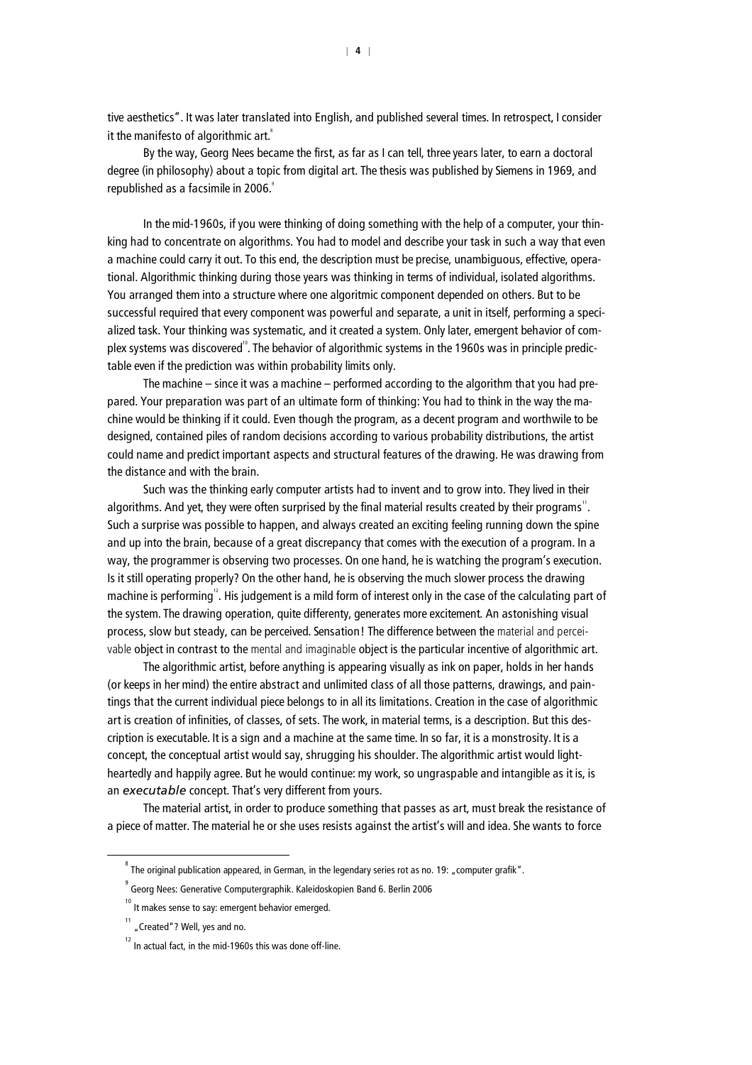tive aesthetics". It was later translated into English, and published several times. In retrospect, I consider it the manifesto of algorithmic art.[8]

By the way, Georg Nees became the first, as far as I can tell, three years later, to earn a doctoral degree (in philosophy) about a topic from digital art. The thesis was published by Siemens in 1969, and republished as a facsimile in 2006.[9]

In the mid-1960s, if you were thinking of doing something with the help of a computer, your thinking had to concentrate on algorithms. You had to model and describe your task in such a way that even a machine could carry it out. To this end, the description must be precise, unambiguous, effective, operational. Algorithmic thinking during those years was thinking in terms of individual, isolated algorithms. You arranged them into a structure where one algoritmic component depended on others. But to be successful required that every component was powerful and separate, a unit in itself, performing a specialized task. Your thinking was systematic, and it created a system. Only later, emergent behavior of complex systems was discovered[10]. The behavior of algorithmic systems in the 1960s was in principle predictable even if the prediction was within probability limits only.

The machine – since it was a machine – performed according to the algorithm that you had prepared. Your preparation was part of an ultimate form of thinking: You had to think in the way the machine would be thinking if it could. Even though the program, as a decent program and worthwile to be designed, contained piles of random decisions according to various probability distributions, the artist could name and predict important aspects and structural features of the drawing. He was drawing from the distance and with the brain.

Such was the thinking early computer artists had to invent and to grow into. They lived in their algorithms. And yet, they were often surprised by the final material results created by their programs[11]. Such a surprise was possible to happen, and always created an exciting feeling running down the spine and up into the brain, because of a great discrepancy that comes with the execution of a program. In a way, the programmer is observing two processes. On one hand, he is watching the program's execution. Is it still operating properly? On the other hand, he is observing the much slower process the drawing machine is performing[12]. His judgement is a mild form of interest only in the case of the calculating part of the system. The drawing operation, quite differenty, generates more excitement. An astonishing visual process, slow but steady, can be perceived. Sensation! The difference between the material and perceivable object in contrast to the mental and imaginable object is the particular incentive of algorithmic art.

The algorithmic artist, before anything is appearing visually as ink on paper, holds in her hands (or keeps in her mind) the entire abstract and unlimited class of all those patterns, drawings, and paintings that the current individual piece belongs to in all its limitations. Creation in the case of algorithmic art is creation of infinities, of classes, of sets. The work, in material terms, is a description. But this description is executable. It is a sign and a machine at the same time. In so far, it is a monstrosity. It is a concept, the conceptual artist would say, shrugging his shoulder. The algorithmic artist would lightheartedly and happily agree. But he would continue: my work, so ungraspable and intangible as it is, is an *executable* concept. That's very different from yours.

The material artist, in order to produce something that passes as art, must break the resistance of a piece of matter. The material he or she uses resists against the artist's will and idea. She wants to force

---

[8] The original publication appeared, in German, in the legendary series rot as no. 19: „computer grafik".

[9] Georg Nees: Generative Computergraphik. Kaleidoskopien Band 6. Berlin 2006

[10] It makes sense to say: emergent behavior emerged.

[11] „Created"? Well, yes and no.

[12] In actual fact, in the mid-1960s this was done off-line.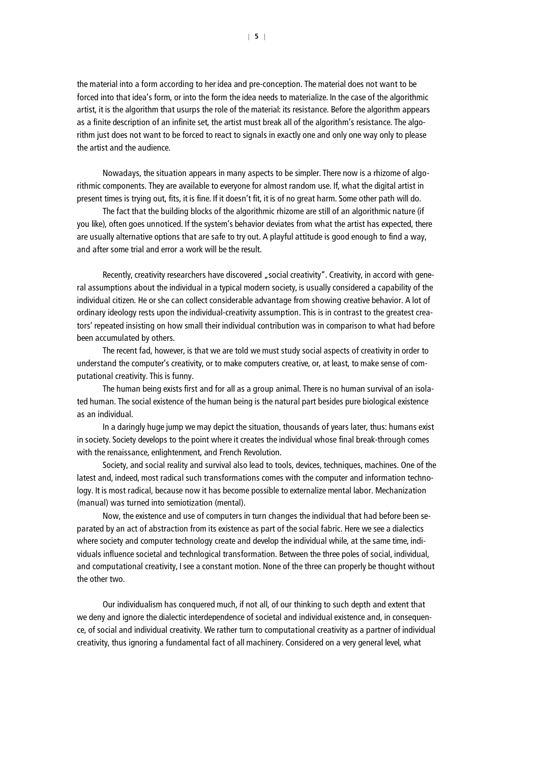the material into a form according to her idea and pre-conception. The material does not want to be forced into that idea's form, or into the form the idea needs to materialize. In the case of the algorithmic artist, it is the algorithm that usurps the role of the material: its resistance. Before the algorithm appears as a finite description of an infinite set, the artist must break all of the algorithm's resistance. The algorithm just does not want to be forced to react to signals in exactly one and only one way only to please the artist and the audience.

Nowadays, the situation appears in many aspects to be simpler. There now is a rhizome of algorithmic components. They are available to everyone for almost random use. If, what the digital artist in present times is trying out, fits, it is fine. If it doesn't fit, it is of no great harm. Some other path will do.

The fact that the building blocks of the algorithmic rhizome are still of an algorithmic nature (if you like), often goes unnoticed. If the system's behavior deviates from what the artist has expected, there are usually alternative options that are safe to try out. A playful attitude is good enough to find a way, and after some trial and error a work will be the result.

Recently, creativity researchers have discovered „social creativity". Creativity, in accord with general assumptions about the individual in a typical modern society, is usually considered a capability of the individual citizen. He or she can collect considerable advantage from showing creative behavior. A lot of ordinary ideology rests upon the individual-creativity assumption. This is in contrast to the greatest creators' repeated insisting on how small their individual contribution was in comparison to what had before been accumulated by others.

The recent fad, however, is that we are told we must study social aspects of creativity in order to understand the computer's creativity, or to make computers creative, or, at least, to make sense of computational creativity. This is funny.

The human being exists first and for all as a group animal. There is no human survival of an isolated human. The social existence of the human being is the natural part besides pure biological existence as an individual.

In a daringly huge jump we may depict the situation, thousands of years later, thus: humans exist in society. Society develops to the point where it creates the individual whose final break-through comes with the renaissance, enlightenment, and French Revolution.

Society, and social reality and survival also lead to tools, devices, techniques, machines. One of the latest and, indeed, most radical such transformations comes with the computer and information technology. It is most radical, because now it has become possible to externalize mental labor. Mechanization (manual) was turned into semiotization (mental).

Now, the existence and use of computers in turn changes the individual that had before been separated by an act of abstraction from its existence as part of the social fabric. Here we see a dialectics where society and computer technology create and develop the individual while, at the same time, individuals influence societal and technlogical transformation. Between the three poles of social, individual, and computational creativity, I see a constant motion. None of the three can properly be thought without the other two.

Our individualism has conquered much, if not all, of our thinking to such depth and extent that we deny and ignore the dialectic interdependence of societal and individual existence and, in consequence, of social and individual creativity. We rather turn to computational creativity as a partner of individual creativity, thus ignoring a fundamental fact of all machinery. Considered on a very general level, what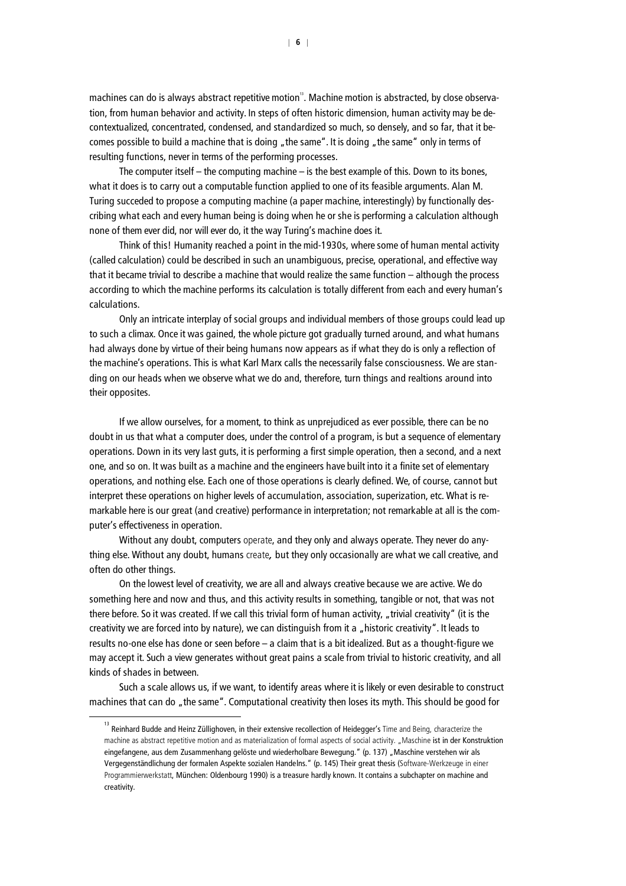machines can do is always abstract repetitive motion[13]. Machine motion is abstracted, by close observation, from human behavior and activity. In steps of often historic dimension, human activity may be decontextualized, concentrated, condensed, and standardized so much, so densely, and so far, that it becomes possible to build a machine that is doing „the same". It is doing „the same" only in terms of resulting functions, never in terms of the performing processes.

The computer itself – the computing machine – is the best example of this. Down to its bones, what it does is to carry out a computable function applied to one of its feasible arguments. Alan M. Turing succeded to propose a computing machine (a paper machine, interestingly) by functionally describing what each and every human being is doing when he or she is performing a calculation although none of them ever did, nor will ever do, it the way Turing's machine does it.

Think of this! Humanity reached a point in the mid-1930s, where some of human mental activity (called calculation) could be described in such an unambiguous, precise, operational, and effective way that it became trivial to describe a machine that would realize the same function – although the process according to which the machine performs its calculation is totally different from each and every human's calculations.

Only an intricate interplay of social groups and individual members of those groups could lead up to such a climax. Once it was gained, the whole picture got gradually turned around, and what humans had always done by virtue of their being humans now appears as if what they do is only a reflection of the machine's operations. This is what Karl Marx calls the necessarily false consciousness. We are standing on our heads when we observe what we do and, therefore, turn things and realtions around into their opposites.

If we allow ourselves, for a moment, to think as unprejudiced as ever possible, there can be no doubt in us that what a computer does, under the control of a program, is but a sequence of elementary operations. Down in its very last guts, it is performing a first simple operation, then a second, and a next one, and so on. It was built as a machine and the engineers have built into it a finite set of elementary operations, and nothing else. Each one of those operations is clearly defined. We, of course, cannot but interpret these operations on higher levels of accumulation, association, superization, etc. What is remarkable here is our great (and creative) performance in interpretation; not remarkable at all is the computer's effectiveness in operation.

Without any doubt, computers operate, and they only and always operate. They never do anything else. Without any doubt, humans create, but they only occasionally are what we call creative, and often do other things.

On the lowest level of creativity, we are all and always creative because we are active. We do something here and now and thus, and this activity results in something, tangible or not, that was not there before. So it was created. If we call this trivial form of human activity, „trivial creativity" (it is the creativity we are forced into by nature), we can distinguish from it a „historic creativity". It leads to results no-one else has done or seen before – a claim that is a bit idealized. But as a thought-figure we may accept it. Such a view generates without great pains a scale from trivial to historic creativity, and all kinds of shades in between.

Such a scale allows us, if we want, to identify areas where it is likely or even desirable to construct machines that can do „the same". Computational creativity then loses its myth. This should be good for

---

[13] Reinhard Budde and Heinz Züllighoven, in their extensive recollection of Heidegger's Time and Being, characterize the machine as abstract repetitive motion and as materialization of formal aspects of social activity. „Maschine ist in der Konstruktion eingefangene, aus dem Zusammenhang gelöste und wiederholbare Bewegung." (p. 137) „Maschine verstehen wir als Vergegenständlichung der formalen Aspekte sozialen Handelns." (p. 145) Their great thesis (Software-Werkzeuge in einer Programmierwerkstatt, München: Oldenbourg 1990) is a treasure hardly known. It contains a subchapter on machine and creativity.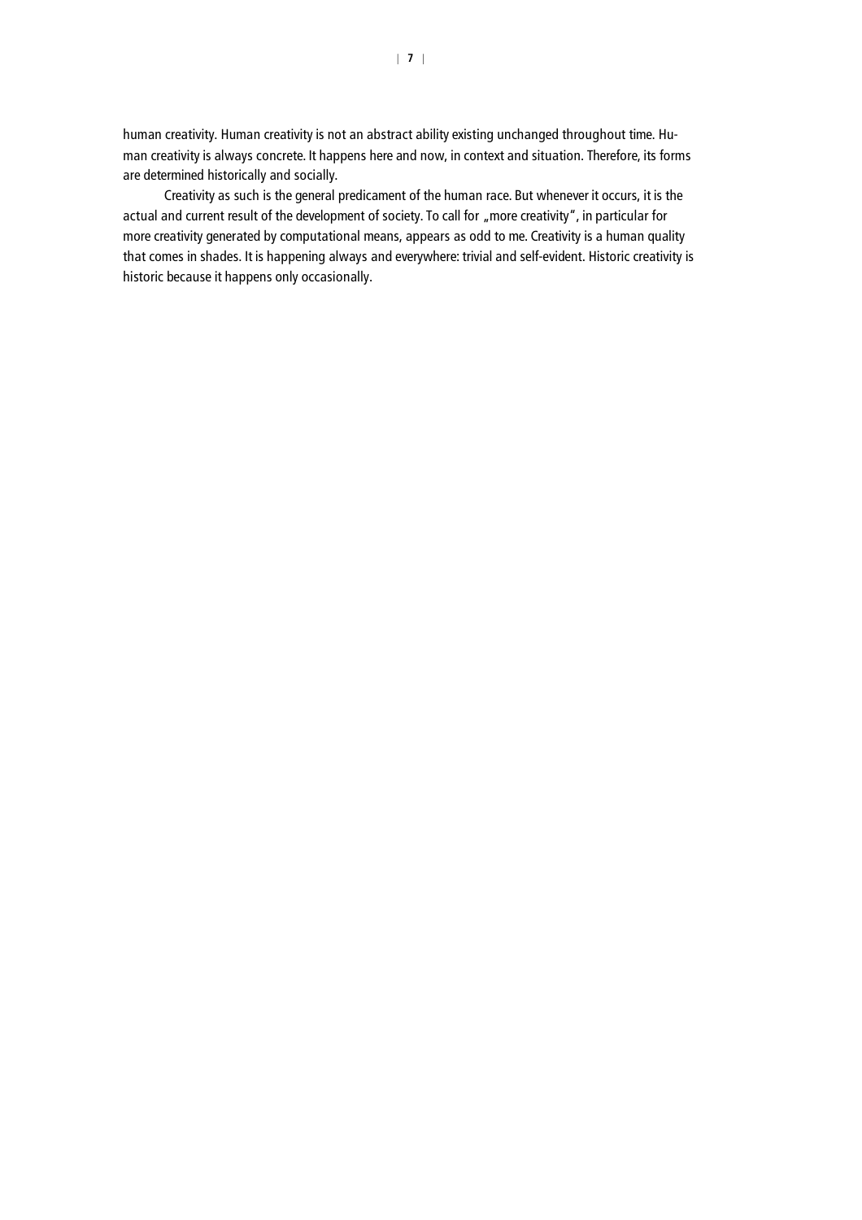human creativity. Human creativity is not an abstract ability existing unchanged throughout time. Human creativity is always concrete. It happens here and now, in context and situation. Therefore, its forms are determined historically and socially.

Creativity as such is the general predicament of the human race. But whenever it occurs, it is the actual and current result of the development of society. To call for „more creativity", in particular for more creativity generated by computational means, appears as odd to me. Creativity is a human quality that comes in shades. It is happening always and everywhere: trivial and self-evident. Historic creativity is historic because it happens only occasionally.